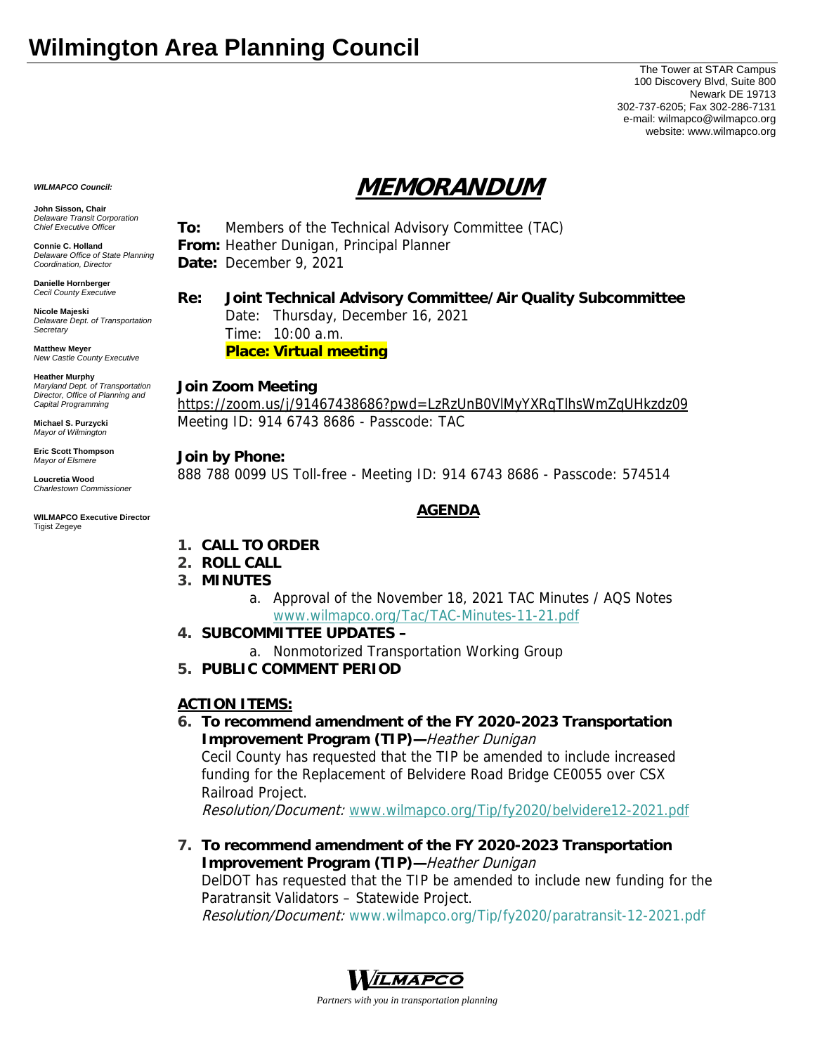# Wilmington Area Planning Council

The Tower at STAR Campus
100 Discovery Blvd, Suite 800
Newark DE 19713
302-737-6205; Fax 302-286-7131
e-mail: wilmapco@wilmapco.org
website: www.wilmapco.org

***WILMAPCO Council:***

**John Sisson, Chair**
*Delaware Transit Corporation Chief Executive Officer*

**Connie C. Holland**
*Delaware Office of State Planning Coordination, Director*

**Danielle Hornberger**
*Cecil County Executive*

**Nicole Majeski**
*Delaware Dept. of Transportation Secretary*

**Matthew Meyer**
*New Castle County Executive*

**Heather Murphy**
*Maryland Dept. of Transportation Director, Office of Planning and Capital Programming*

**Michael S. Purzycki**
*Mayor of Wilmington*

**Eric Scott Thompson**
*Mayor of Elsmere*

**Loucretia Wood**
*Charlestown Commissioner*

**WILMAPCO Executive Director**
Tigist Zegeye

## MEMORANDUM

**To:** Members of the Technical Advisory Committee (TAC)
**From:** Heather Dunigan, Principal Planner
**Date:** December 9, 2021

**Re: Joint Technical Advisory Committee/Air Quality Subcommittee**
Date: Thursday, December 16, 2021
Time: 10:00 a.m.
**Place: Virtual meeting**

**Join Zoom Meeting**
https://zoom.us/j/91467438686?pwd=LzRzUnB0VlMyYXRqTlhsWmZqUHkzdz09
Meeting ID: 914 6743 8686 - Passcode: TAC

**Join by Phone:**
888 788 0099 US Toll-free - Meeting ID: 914 6743 8686 - Passcode: 574514

### AGENDA

1. **CALL TO ORDER**
2. **ROLL CALL**
3. **MINUTES**
   a. Approval of the November 18, 2021 TAC Minutes / AQS Notes www.wilmapco.org/Tac/TAC-Minutes-11-21.pdf
4. **SUBCOMMITTEE UPDATES –**
   a. Nonmotorized Transportation Working Group
5. **PUBLIC COMMENT PERIOD**

**ACTION ITEMS:**

6. **To recommend amendment of the FY 2020-2023 Transportation Improvement Program (TIP)—***Heather Dunigan*
   Cecil County has requested that the TIP be amended to include increased funding for the Replacement of Belvidere Road Bridge CE0055 over CSX Railroad Project.
   *Resolution/Document:* www.wilmapco.org/Tip/fy2020/belvidere12-2021.pdf

7. **To recommend amendment of the FY 2020-2023 Transportation Improvement Program (TIP)—***Heather Dunigan*
   DelDOT has requested that the TIP be amended to include new funding for the Paratransit Validators – Statewide Project.
   *Resolution/Document:* www.wilmapco.org/Tip/fy2020/paratransit-12-2021.pdf

WILMAPCO
*Partners with you in transportation planning*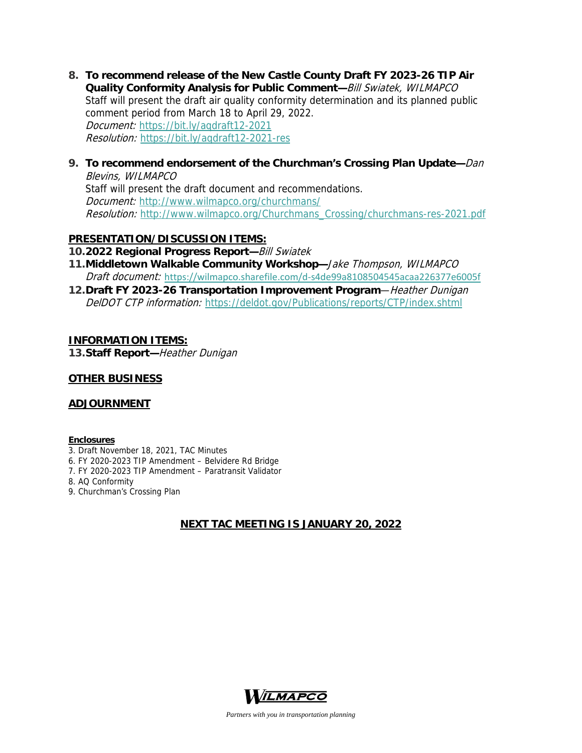8. **To recommend release of the New Castle County Draft FY 2023-26 TIP Air Quality Conformity Analysis for Public Comment—***Bill Swiatek, WILMAPCO*
   Staff will present the draft air quality conformity determination and its planned public comment period from March 18 to April 29, 2022.
   *Document:* https://bit.ly/aqdraft12-2021
   *Resolution:* https://bit.ly/aqdraft12-2021-res

9. **To recommend endorsement of the Churchman's Crossing Plan Update—***Dan Blevins, WILMAPCO*
   Staff will present the draft document and recommendations.
   *Document:* http://www.wilmapco.org/churchmans/
   *Resolution:* http://www.wilmapco.org/Churchmans_Crossing/churchmans-res-2021.pdf

**PRESENTATION/DISCUSSION ITEMS:**

10. **2022 Regional Progress Report—***Bill Swiatek*
11. **Middletown Walkable Community Workshop—***Jake Thompson, WILMAPCO*
    *Draft document:* https://wilmapco.sharefile.com/d-s4de99a8108504545acaa226377e6005f
12. **Draft FY 2023-26 Transportation Improvement Program**—*Heather Dunigan*
    *DelDOT CTP information:* https://deldot.gov/Publications/reports/CTP/index.shtml

**INFORMATION ITEMS:**

13. **Staff Report—***Heather Dunigan*

**OTHER BUSINESS**

**ADJOURNMENT**

**Enclosures**

3. Draft November 18, 2021, TAC Minutes
6. FY 2020-2023 TIP Amendment – Belvidere Rd Bridge
7. FY 2020-2023 TIP Amendment – Paratransit Validator
8. AQ Conformity
9. Churchman's Crossing Plan

**NEXT TAC MEETING IS JANUARY 20, 2022**

WILMAPCO

*Partners with you in transportation planning*